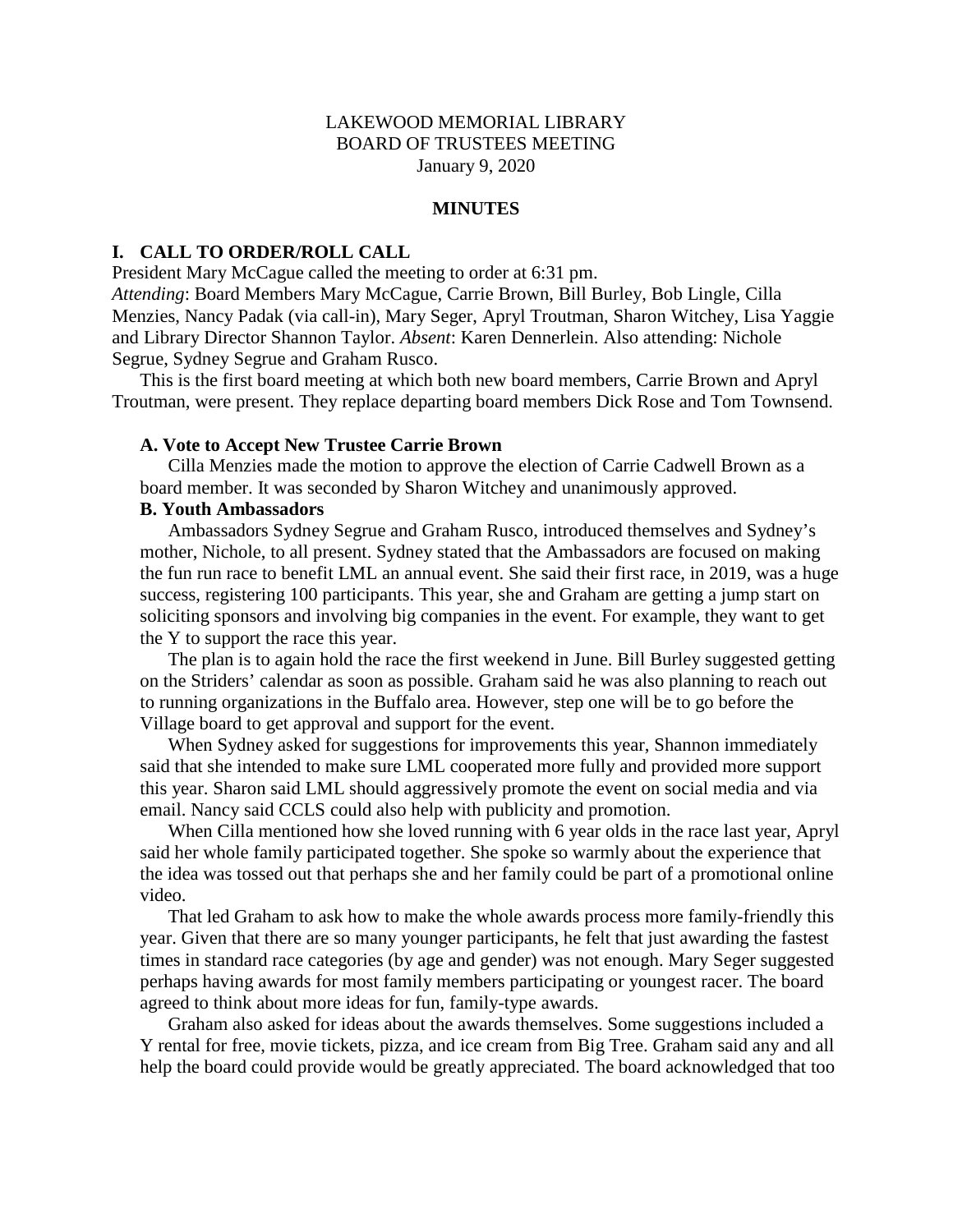LAKEWOOD MEMORIAL LIBRARY
BOARD OF TRUSTEES MEETING
January 9, 2020

**MINUTES**

## I. CALL TO ORDER/ROLL CALL

President Mary McCague called the meeting to order at 6:31 pm.
*Attending*: Board Members Mary McCague, Carrie Brown, Bill Burley, Bob Lingle, Cilla Menzies, Nancy Padak (via call-in), Mary Seger, Apryl Troutman, Sharon Witchey, Lisa Yaggie and Library Director Shannon Taylor. *Absent*: Karen Dennerlein. Also attending: Nichole Segrue, Sydney Segrue and Graham Rusco.

This is the first board meeting at which both new board members, Carrie Brown and Apryl Troutman, were present. They replace departing board members Dick Rose and Tom Townsend.

### A. Vote to Accept New Trustee Carrie Brown

Cilla Menzies made the motion to approve the election of Carrie Cadwell Brown as a board member. It was seconded by Sharon Witchey and unanimously approved.

### B. Youth Ambassadors

Ambassadors Sydney Segrue and Graham Rusco, introduced themselves and Sydney's mother, Nichole, to all present. Sydney stated that the Ambassadors are focused on making the fun run race to benefit LML an annual event. She said their first race, in 2019, was a huge success, registering 100 participants. This year, she and Graham are getting a jump start on soliciting sponsors and involving big companies in the event. For example, they want to get the Y to support the race this year.

The plan is to again hold the race the first weekend in June. Bill Burley suggested getting on the Striders' calendar as soon as possible. Graham said he was also planning to reach out to running organizations in the Buffalo area. However, step one will be to go before the Village board to get approval and support for the event.

When Sydney asked for suggestions for improvements this year, Shannon immediately said that she intended to make sure LML cooperated more fully and provided more support this year. Sharon said LML should aggressively promote the event on social media and via email. Nancy said CCLS could also help with publicity and promotion.

When Cilla mentioned how she loved running with 6 year olds in the race last year, Apryl said her whole family participated together. She spoke so warmly about the experience that the idea was tossed out that perhaps she and her family could be part of a promotional online video.

That led Graham to ask how to make the whole awards process more family-friendly this year. Given that there are so many younger participants, he felt that just awarding the fastest times in standard race categories (by age and gender) was not enough. Mary Seger suggested perhaps having awards for most family members participating or youngest racer. The board agreed to think about more ideas for fun, family-type awards.

Graham also asked for ideas about the awards themselves. Some suggestions included a Y rental for free, movie tickets, pizza, and ice cream from Big Tree. Graham said any and all help the board could provide would be greatly appreciated. The board acknowledged that too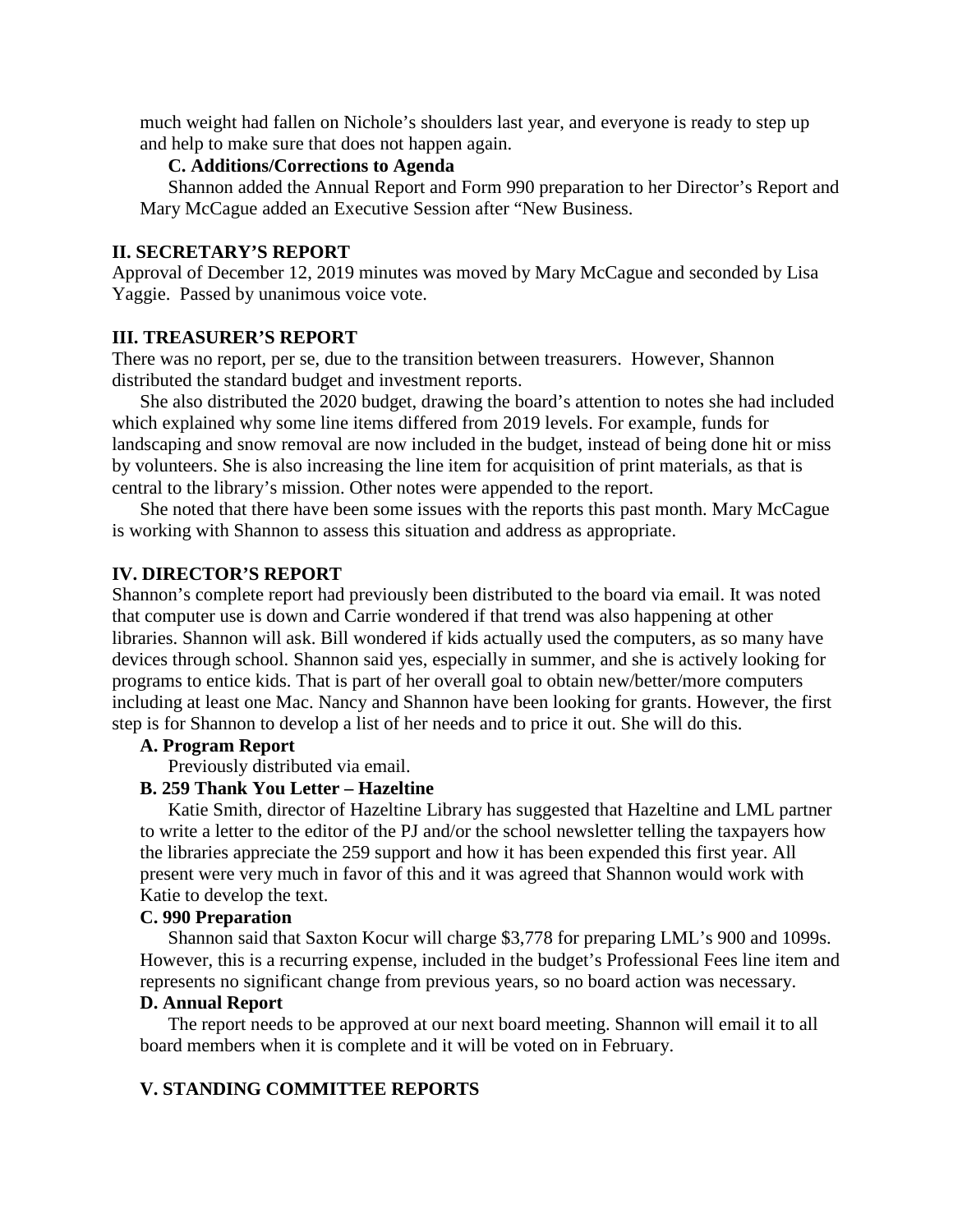much weight had fallen on Nichole's shoulders last year, and everyone is ready to step up and help to make sure that does not happen again.

### C. Additions/Corrections to Agenda

Shannon added the Annual Report and Form 990 preparation to her Director's Report and Mary McCague added an Executive Session after "New Business.

## II. SECRETARY'S REPORT

Approval of December 12, 2019 minutes was moved by Mary McCague and seconded by Lisa Yaggie. Passed by unanimous voice vote.

## III. TREASURER'S REPORT

There was no report, per se, due to the transition between treasurers. However, Shannon distributed the standard budget and investment reports.

She also distributed the 2020 budget, drawing the board's attention to notes she had included which explained why some line items differed from 2019 levels. For example, funds for landscaping and snow removal are now included in the budget, instead of being done hit or miss by volunteers. She is also increasing the line item for acquisition of print materials, as that is central to the library's mission. Other notes were appended to the report.

She noted that there have been some issues with the reports this past month. Mary McCague is working with Shannon to assess this situation and address as appropriate.

## IV. DIRECTOR'S REPORT

Shannon's complete report had previously been distributed to the board via email. It was noted that computer use is down and Carrie wondered if that trend was also happening at other libraries. Shannon will ask. Bill wondered if kids actually used the computers, as so many have devices through school. Shannon said yes, especially in summer, and she is actively looking for programs to entice kids. That is part of her overall goal to obtain new/better/more computers including at least one Mac. Nancy and Shannon have been looking for grants. However, the first step is for Shannon to develop a list of her needs and to price it out. She will do this.

### A. Program Report

Previously distributed via email.

### B. 259 Thank You Letter – Hazeltine

Katie Smith, director of Hazeltine Library has suggested that Hazeltine and LML partner to write a letter to the editor of the PJ and/or the school newsletter telling the taxpayers how the libraries appreciate the 259 support and how it has been expended this first year. All present were very much in favor of this and it was agreed that Shannon would work with Katie to develop the text.

### C. 990 Preparation

Shannon said that Saxton Kocur will charge $3,778 for preparing LML's 900 and 1099s. However, this is a recurring expense, included in the budget's Professional Fees line item and represents no significant change from previous years, so no board action was necessary.

### D. Annual Report

The report needs to be approved at our next board meeting. Shannon will email it to all board members when it is complete and it will be voted on in February.

## V. STANDING COMMITTEE REPORTS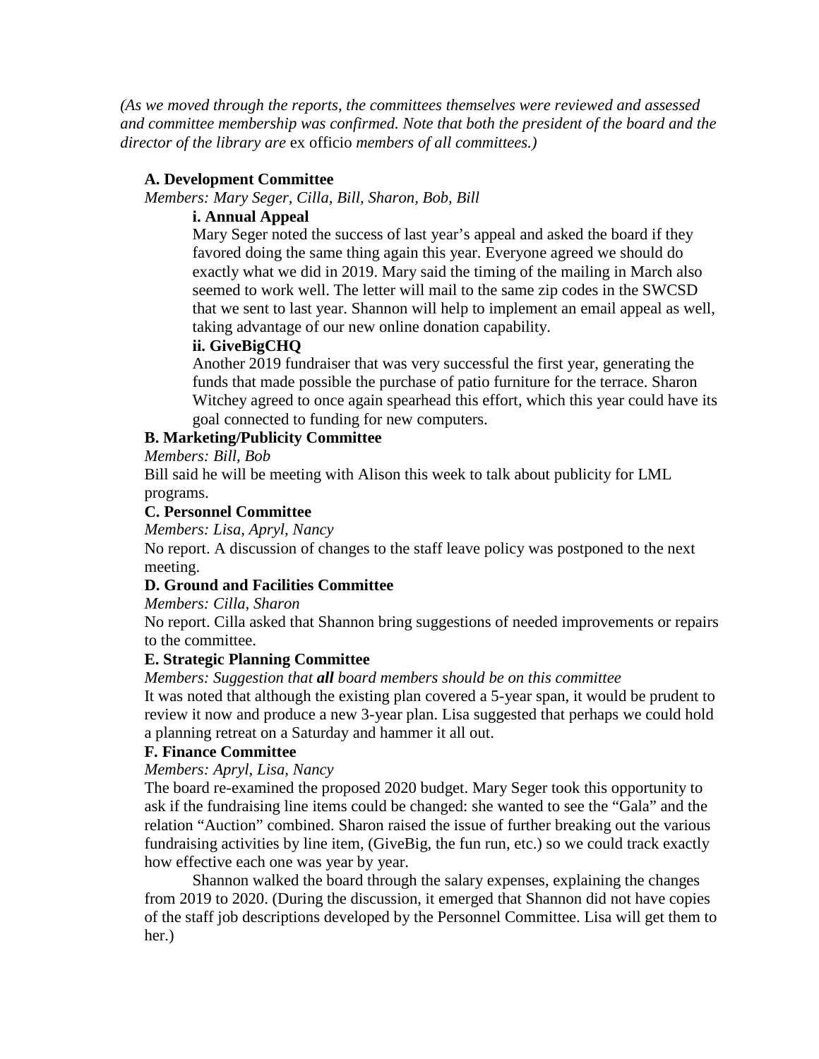*(As we moved through the reports, the committees themselves were reviewed and assessed and committee membership was confirmed. Note that both the president of the board and the director of the library are* ex officio *members of all committees.)*

**A. Development Committee**

*Members: Mary Seger, Cilla, Bill, Sharon, Bob, Bill*

**i. Annual Appeal**

Mary Seger noted the success of last year's appeal and asked the board if they favored doing the same thing again this year. Everyone agreed we should do exactly what we did in 2019. Mary said the timing of the mailing in March also seemed to work well. The letter will mail to the same zip codes in the SWCSD that we sent to last year. Shannon will help to implement an email appeal as well, taking advantage of our new online donation capability.

**ii. GiveBigCHQ**

Another 2019 fundraiser that was very successful the first year, generating the funds that made possible the purchase of patio furniture for the terrace. Sharon Witchey agreed to once again spearhead this effort, which this year could have its goal connected to funding for new computers.

**B. Marketing/Publicity Committee**

*Members: Bill, Bob*

Bill said he will be meeting with Alison this week to talk about publicity for LML programs.

**C. Personnel Committee**

*Members: Lisa, Apryl, Nancy*

No report. A discussion of changes to the staff leave policy was postponed to the next meeting.

**D. Ground and Facilities Committee**

*Members: Cilla, Sharon*

No report. Cilla asked that Shannon bring suggestions of needed improvements or repairs to the committee.

**E. Strategic Planning Committee**

*Members: Suggestion that **all** board members should be on this committee*

It was noted that although the existing plan covered a 5-year span, it would be prudent to review it now and produce a new 3-year plan. Lisa suggested that perhaps we could hold a planning retreat on a Saturday and hammer it all out.

**F. Finance Committee**

*Members: Apryl, Lisa, Nancy*

The board re-examined the proposed 2020 budget. Mary Seger took this opportunity to ask if the fundraising line items could be changed: she wanted to see the "Gala" and the relation "Auction" combined. Sharon raised the issue of further breaking out the various fundraising activities by line item, (GiveBig, the fun run, etc.) so we could track exactly how effective each one was year by year.

Shannon walked the board through the salary expenses, explaining the changes from 2019 to 2020. (During the discussion, it emerged that Shannon did not have copies of the staff job descriptions developed by the Personnel Committee. Lisa will get them to her.)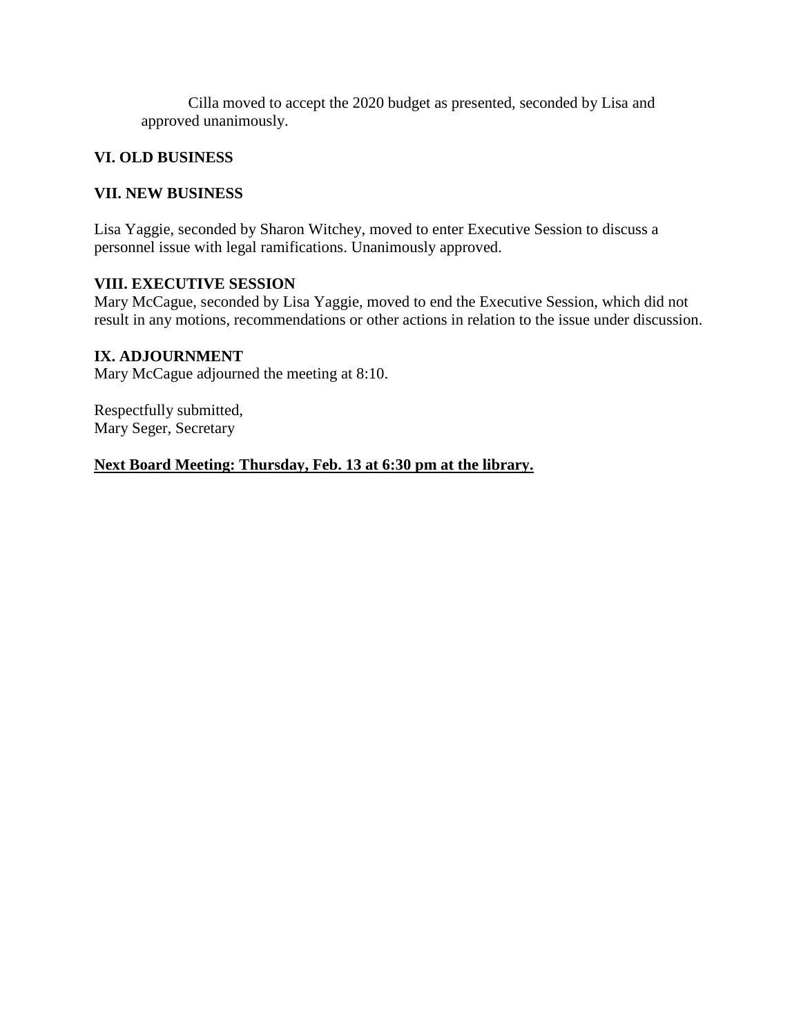Cilla moved to accept the 2020 budget as presented, seconded by Lisa and approved unanimously.

**VI. OLD BUSINESS**

**VII. NEW BUSINESS**

Lisa Yaggie, seconded by Sharon Witchey, moved to enter Executive Session to discuss a personnel issue with legal ramifications. Unanimously approved.

**VIII. EXECUTIVE SESSION**

Mary McCague, seconded by Lisa Yaggie, moved to end the Executive Session, which did not result in any motions, recommendations or other actions in relation to the issue under discussion.

**IX. ADJOURNMENT**

Mary McCague adjourned the meeting at 8:10.

Respectfully submitted,
Mary Seger, Secretary

<u>**Next Board Meeting: Thursday, Feb. 13 at 6:30 pm at the library.**</u>